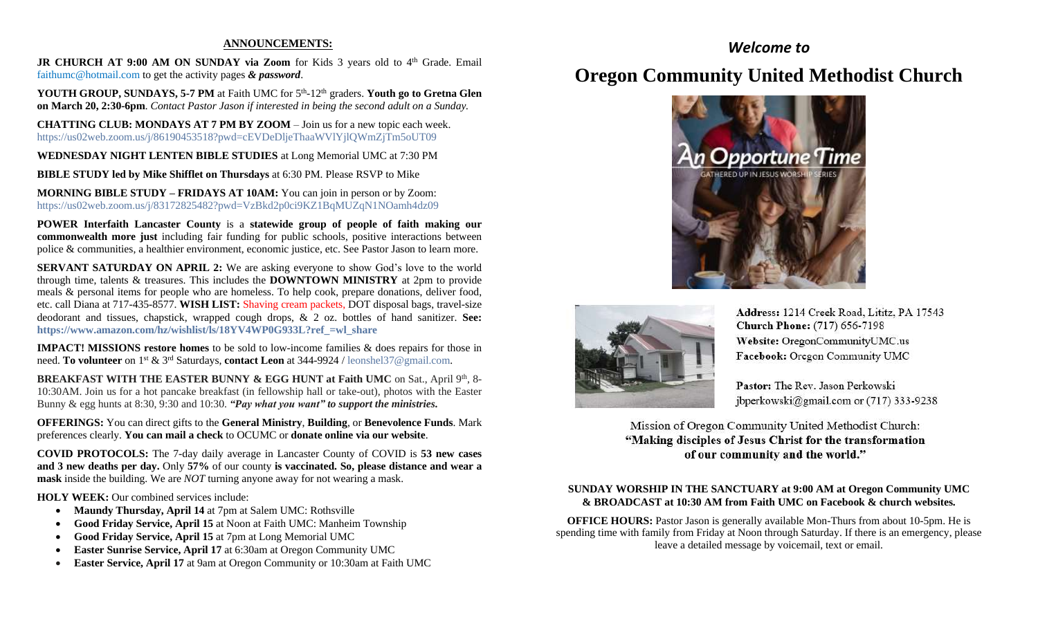## ANNOUNCEMENTS:

**JR CHURCH AT 9:00 AM ON SUNDAY via Zoom** for Kids 3 years old to 4th Grade. Email faithumc@hotmail.com to get the activity pages ***& password***.

**YOUTH GROUP, SUNDAYS, 5-7 PM** at Faith UMC for 5th-12th graders. **Youth go to Gretna Glen on March 20, 2:30-6pm**. *Contact Pastor Jason if interested in being the second adult on a Sunday.*

**CHATTING CLUB: MONDAYS AT 7 PM BY ZOOM** – Join us for a new topic each week. https://us02web.zoom.us/j/86190453518?pwd=cEVDeDljeThaaWVlYjlQWmZjTm5oUT09

**WEDNESDAY NIGHT LENTEN BIBLE STUDIES** at Long Memorial UMC at 7:30 PM

**BIBLE STUDY led by Mike Shifflet on Thursdays** at 6:30 PM. Please RSVP to Mike

**MORNING BIBLE STUDY – FRIDAYS AT 10AM:** You can join in person or by Zoom: https://us02web.zoom.us/j/83172825482?pwd=VzBkd2p0ci9KZ1BqMUZqN1NOamh4dz09

**POWER Interfaith Lancaster County** is a **statewide group of people of faith making our commonwealth more just** including fair funding for public schools, positive interactions between police & communities, a healthier environment, economic justice, etc. See Pastor Jason to learn more.

**SERVANT SATURDAY ON APRIL 2:** We are asking everyone to show God's love to the world through time, talents & treasures. This includes the **DOWNTOWN MINISTRY** at 2pm to provide meals & personal items for people who are homeless. To help cook, prepare donations, deliver food, etc. call Diana at 717-435-8577. **WISH LIST:** Shaving cream packets, DOT disposal bags, travel-size deodorant and tissues, chapstick, wrapped cough drops, & 2 oz. bottles of hand sanitizer. **See: https://www.amazon.com/hz/wishlist/ls/18YV4WP0G933L?ref_=wl_share**

**IMPACT! MISSIONS restore homes** to be sold to low-income families & does repairs for those in need. **To volunteer** on 1st & 3rd Saturdays, **contact Leon** at 344-9924 / leonshel37@gmail.com.

**BREAKFAST WITH THE EASTER BUNNY & EGG HUNT at Faith UMC** on Sat., April 9th, 8-10:30AM. Join us for a hot pancake breakfast (in fellowship hall or take-out), photos with the Easter Bunny & egg hunts at 8:30, 9:30 and 10:30. ***"Pay what you want" to support the ministries.***

**OFFERINGS:** You can direct gifts to the **General Ministry**, **Building**, or **Benevolence Funds**. Mark preferences clearly. **You can mail a check** to OCUMC or **donate online via our website**.

**COVID PROTOCOLS:** The 7-day daily average in Lancaster County of COVID is **53 new cases and 3 new deaths per day.** Only **57%** of our county **is vaccinated. So, please distance and wear a mask** inside the building. We are *NOT* turning anyone away for not wearing a mask.

**HOLY WEEK:** Our combined services include:

- **Maundy Thursday, April 14** at 7pm at Salem UMC: Rothsville
- **Good Friday Service, April 15** at Noon at Faith UMC: Manheim Township
- **Good Friday Service, April 15** at 7pm at Long Memorial UMC
- **Easter Sunrise Service, April 17** at 6:30am at Oregon Community UMC
- **Easter Service, April 17** at 9am at Oregon Community or 10:30am at Faith UMC

*Welcome to*

# Oregon Community United Methodist Church

An Opportune Time
GATHERED UP IN JESUS WORSHIP SERIES

**Address:** 1214 Creek Road, Lititz, PA 17543
**Church Phone:** (717) 656-7198
**Website:** OregonCommunityUMC.us
**Facebook:** Oregon Community UMC

**Pastor:** The Rev. Jason Perkowski
jbperkowski@gmail.com or (717) 333-9238

Mission of Oregon Community United Methodist Church:
**"Making disciples of Jesus Christ for the transformation of our community and the world."**

**SUNDAY WORSHIP IN THE SANCTUARY at 9:00 AM at Oregon Community UMC & BROADCAST at 10:30 AM from Faith UMC on Facebook & church websites.**

**OFFICE HOURS:** Pastor Jason is generally available Mon-Thurs from about 10-5pm. He is spending time with family from Friday at Noon through Saturday. If there is an emergency, please leave a detailed message by voicemail, text or email.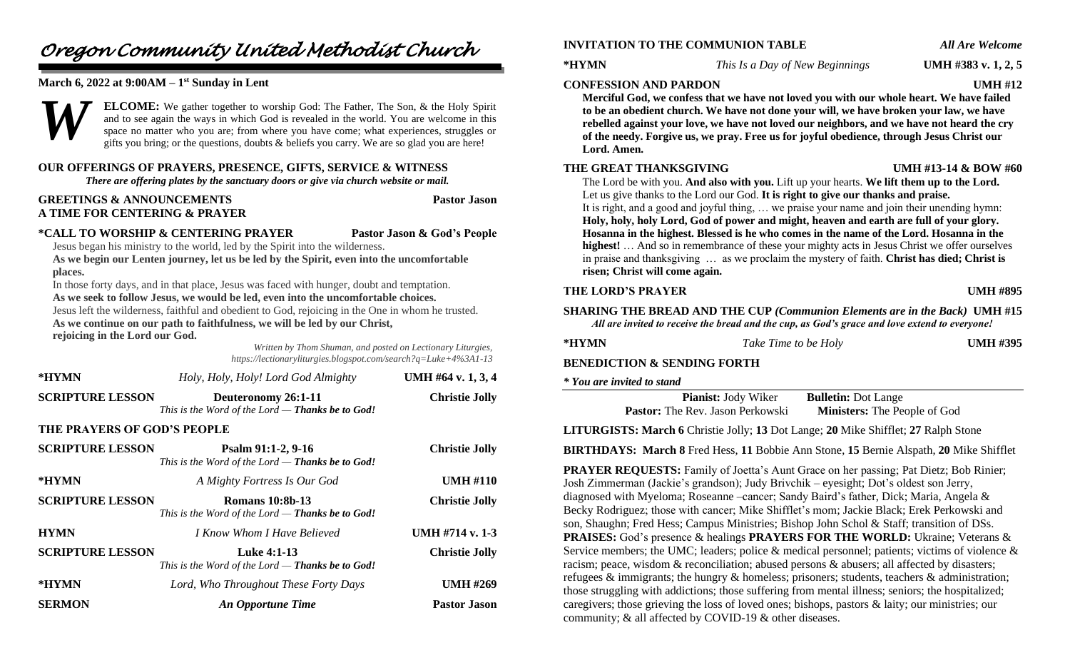# Oregon Community United Methodist Church

**March 6, 2022 at 9:00AM – 1st Sunday in Lent**

**WELCOME:** We gather together to worship God: The Father, The Son, & the Holy Spirit and to see again the ways in which God is revealed in the world. You are welcome in this space no matter who you are; from where you have come; what experiences, struggles or gifts you bring; or the questions, doubts & beliefs you carry. We are so glad you are here!

**OUR OFFERINGS OF PRAYERS, PRESENCE, GIFTS, SERVICE & WITNESS**
*There are offering plates by the sanctuary doors or give via church website or mail.*

**GREETINGS & ANNOUNCEMENTS** — **Pastor Jason**

**A TIME FOR CENTERING & PRAYER**

**\*CALL TO WORSHIP & CENTERING PRAYER** — **Pastor Jason & God's People**

Jesus began his ministry to the world, led by the Spirit into the wilderness.
**As we begin our Lenten journey, let us be led by the Spirit, even into the uncomfortable places.**
In those forty days, and in that place, Jesus was faced with hunger, doubt and temptation.
**As we seek to follow Jesus, we would be led, even into the uncomfortable choices.**
Jesus left the wilderness, faithful and obedient to God, rejoicing in the One in whom he trusted.
**As we continue on our path to faithfulness, we will be led by our Christ, rejoicing in the Lord our God.**

*Written by Thom Shuman, and posted on Lectionary Liturgies, https://lectionaryliturgies.blogspot.com/search?q=Luke+4%3A1-13*

**\*HYMN** — *Holy, Holy, Holy! Lord God Almighty* — **UMH #64 v. 1, 3, 4**

**SCRIPTURE LESSON** — **Deuteronomy 26:1-11** — **Christie Jolly**
*This is the Word of the Lord — **Thanks be to God!***

**THE PRAYERS OF GOD'S PEOPLE**

**SCRIPTURE LESSON** — **Psalm 91:1-2, 9-16** — **Christie Jolly**
*This is the Word of the Lord — **Thanks be to God!***

**\*HYMN** — *A Mighty Fortress Is Our God* — **UMH #110**

**SCRIPTURE LESSON** — **Romans 10:8b-13** — **Christie Jolly**
*This is the Word of the Lord — **Thanks be to God!***

**HYMN** — *I Know Whom I Have Believed* — **UMH #714 v. 1-3**

**SCRIPTURE LESSON** — **Luke 4:1-13** — **Christie Jolly**
*This is the Word of the Lord — **Thanks be to God!***

**\*HYMN** — *Lord, Who Throughout These Forty Days* — **UMH #269**

**SERMON** — *An Opportune Time* — **Pastor Jason**

**INVITATION TO THE COMMUNION TABLE** — *All Are Welcome*

**\*HYMN** — *This Is a Day of New Beginnings* — **UMH #383 v. 1, 2, 5**

**CONFESSION AND PARDON** — **UMH #12**

**Merciful God, we confess that we have not loved you with our whole heart. We have failed to be an obedient church. We have not done your will, we have broken your law, we have rebelled against your love, we have not loved our neighbors, and we have not heard the cry of the needy. Forgive us, we pray. Free us for joyful obedience, through Jesus Christ our Lord. Amen.**

**THE GREAT THANKSGIVING** — **UMH #13-14 & BOW #60**

The Lord be with you. **And also with you.** Lift up your hearts. **We lift them up to the Lord.** Let us give thanks to the Lord our God. **It is right to give our thanks and praise.** It is right, and a good and joyful thing, … we praise your name and join their unending hymn: **Holy, holy, holy Lord, God of power and might, heaven and earth are full of your glory. Hosanna in the highest. Blessed is he who comes in the name of the Lord. Hosanna in the highest!** … And so in remembrance of these your mighty acts in Jesus Christ we offer ourselves in praise and thanksgiving … as we proclaim the mystery of faith. **Christ has died; Christ is risen; Christ will come again.**

**THE LORD'S PRAYER** — **UMH #895**

**SHARING THE BREAD AND THE CUP** *(Communion Elements are in the Back)* **UMH #15**
*All are invited to receive the bread and the cup, as God's grace and love extend to everyone!*

**\*HYMN** — *Take Time to be Holy* — **UMH #395**

**BENEDICTION & SENDING FORTH**

*\* You are invited to stand*

**Pianist:** Jody Wiker — **Bulletin:** Dot Lange
**Pastor:** The Rev. Jason Perkowski — **Ministers:** The People of God

**LITURGISTS: March 6** Christie Jolly; **13** Dot Lange; **20** Mike Shifflet; **27** Ralph Stone

**BIRTHDAYS: March 8** Fred Hess, **11** Bobbie Ann Stone, **15** Bernie Alspath, **20** Mike Shifflet

**PRAYER REQUESTS:** Family of Joetta's Aunt Grace on her passing; Pat Dietz; Bob Rinier; Josh Zimmerman (Jackie's grandson); Judy Brivchik – eyesight; Dot's oldest son Jerry, diagnosed with Myeloma; Roseanne –cancer; Sandy Baird's father, Dick; Maria, Angela & Becky Rodriguez; those with cancer; Mike Shifflet's mom; Jackie Black; Erek Perkowski and son, Shaughn; Fred Hess; Campus Ministries; Bishop John Schol & Staff; transition of DSs. **PRAISES:** God's presence & healings **PRAYERS FOR THE WORLD:** Ukraine; Veterans & Service members; the UMC; leaders; police & medical personnel; patients; victims of violence & racism; peace, wisdom & reconciliation; abused persons & abusers; all affected by disasters; refugees & immigrants; the hungry & homeless; prisoners; students, teachers & administration; those struggling with addictions; those suffering from mental illness; seniors; the hospitalized; caregivers; those grieving the loss of loved ones; bishops, pastors & laity; our ministries; our community; & all affected by COVID-19 & other diseases.